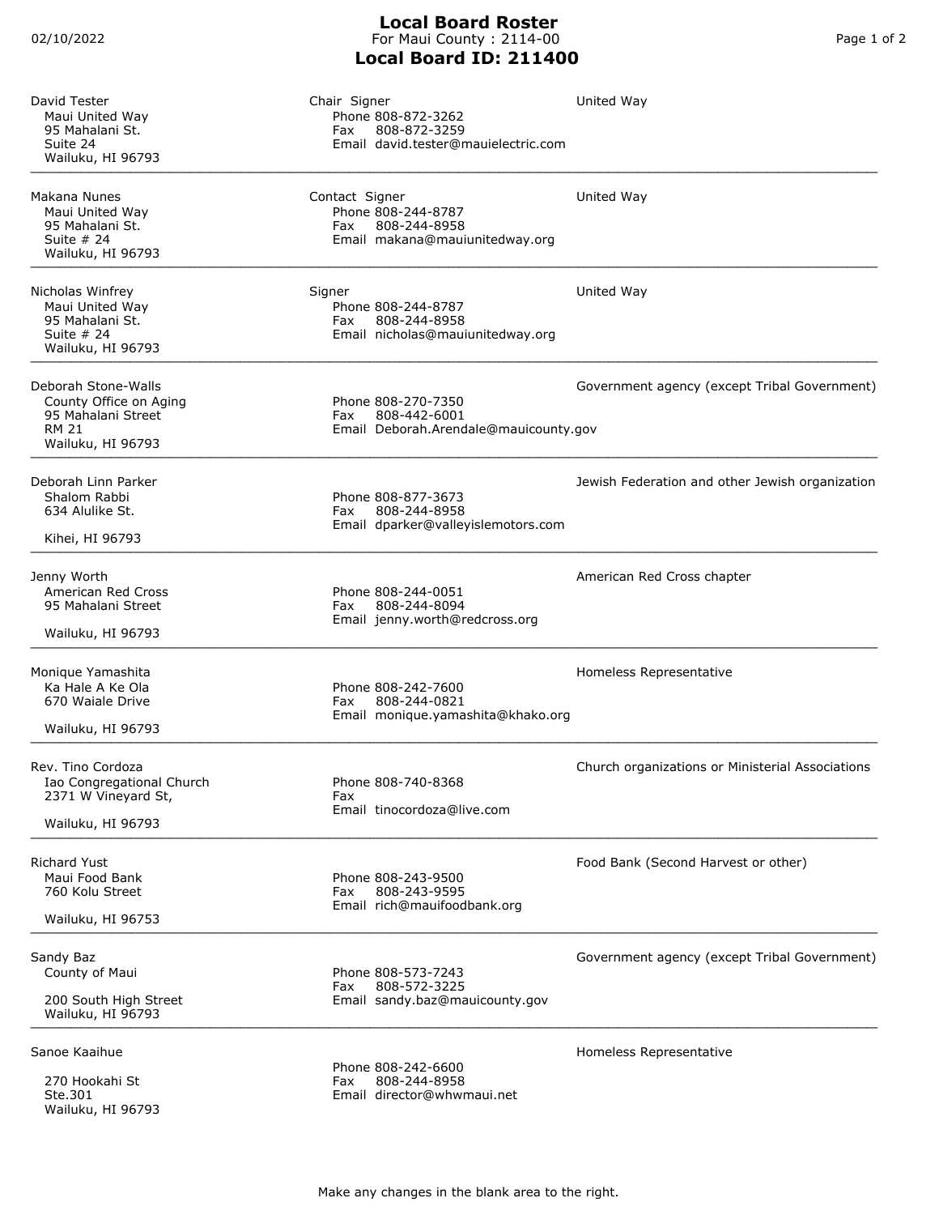02/10/2022

# Local Board Roster

For Maui County : 2114-00

## Local Board ID: 211400

| Name / Address | Role / Contact | Organization Type |
| --- | --- | --- |
| David Tester<br>Maui United Way<br>95 Mahalani St.<br>Suite 24<br>Wailuku, HI 96793 | Chair Signer<br>Phone 808-872-3262<br>Fax 808-872-3259<br>Email david.tester@mauielectric.com | United Way |
| Makana Nunes<br>Maui United Way<br>95 Mahalani St.<br>Suite # 24<br>Wailuku, HI 96793 | Contact Signer<br>Phone 808-244-8787<br>Fax 808-244-8958<br>Email makana@mauiunitedway.org | United Way |
| Nicholas Winfrey<br>Maui United Way<br>95 Mahalani St.<br>Suite # 24<br>Wailuku, HI 96793 | Signer<br>Phone 808-244-8787<br>Fax 808-244-8958<br>Email nicholas@mauiunitedway.org | United Way |
| Deborah Stone-Walls<br>County Office on Aging<br>95 Mahalani Street<br>RM 21<br>Wailuku, HI 96793 | Phone 808-270-7350<br>Fax 808-442-6001<br>Email Deborah.Arendale@mauicounty.gov | Government agency (except Tribal Government) |
| Deborah Linn Parker<br>Shalom Rabbi<br>634 Alulike St.<br>Kihei, HI 96793 | Phone 808-877-3673<br>Fax 808-244-8958<br>Email dparker@valleyislemotors.com | Jewish Federation and other Jewish organization |
| Jenny Worth<br>American Red Cross<br>95 Mahalani Street<br>Wailuku, HI 96793 | Phone 808-244-0051<br>Fax 808-244-8094<br>Email jenny.worth@redcross.org | American Red Cross chapter |
| Monique Yamashita<br>Ka Hale A Ke Ola<br>670 Waiale Drive<br>Wailuku, HI 96793 | Phone 808-242-7600<br>Fax 808-244-0821<br>Email monique.yamashita@khako.org | Homeless Representative |
| Rev. Tino Cordoza<br>Iao Congregational Church<br>2371 W Vineyard St,<br>Wailuku, HI 96793 | Phone 808-740-8368<br>Fax<br>Email tinocordoza@live.com | Church organizations or Ministerial Associations |
| Richard Yust<br>Maui Food Bank<br>760 Kolu Street<br>Wailuku, HI 96753 | Phone 808-243-9500<br>Fax 808-243-9595<br>Email rich@mauifoodbank.org | Food Bank (Second Harvest or other) |
| Sandy Baz<br>County of Maui<br>200 South High Street<br>Wailuku, HI 96793 | Phone 808-573-7243<br>Fax 808-572-3225<br>Email sandy.baz@mauicounty.gov | Government agency (except Tribal Government) |
| Sanoe Kaaihue<br>270 Hookahi St<br>Ste.301<br>Wailuku, HI 96793 | Phone 808-242-6600<br>Fax 808-244-8958<br>Email director@whwmaui.net | Homeless Representative |

Make any changes in the blank area to the right.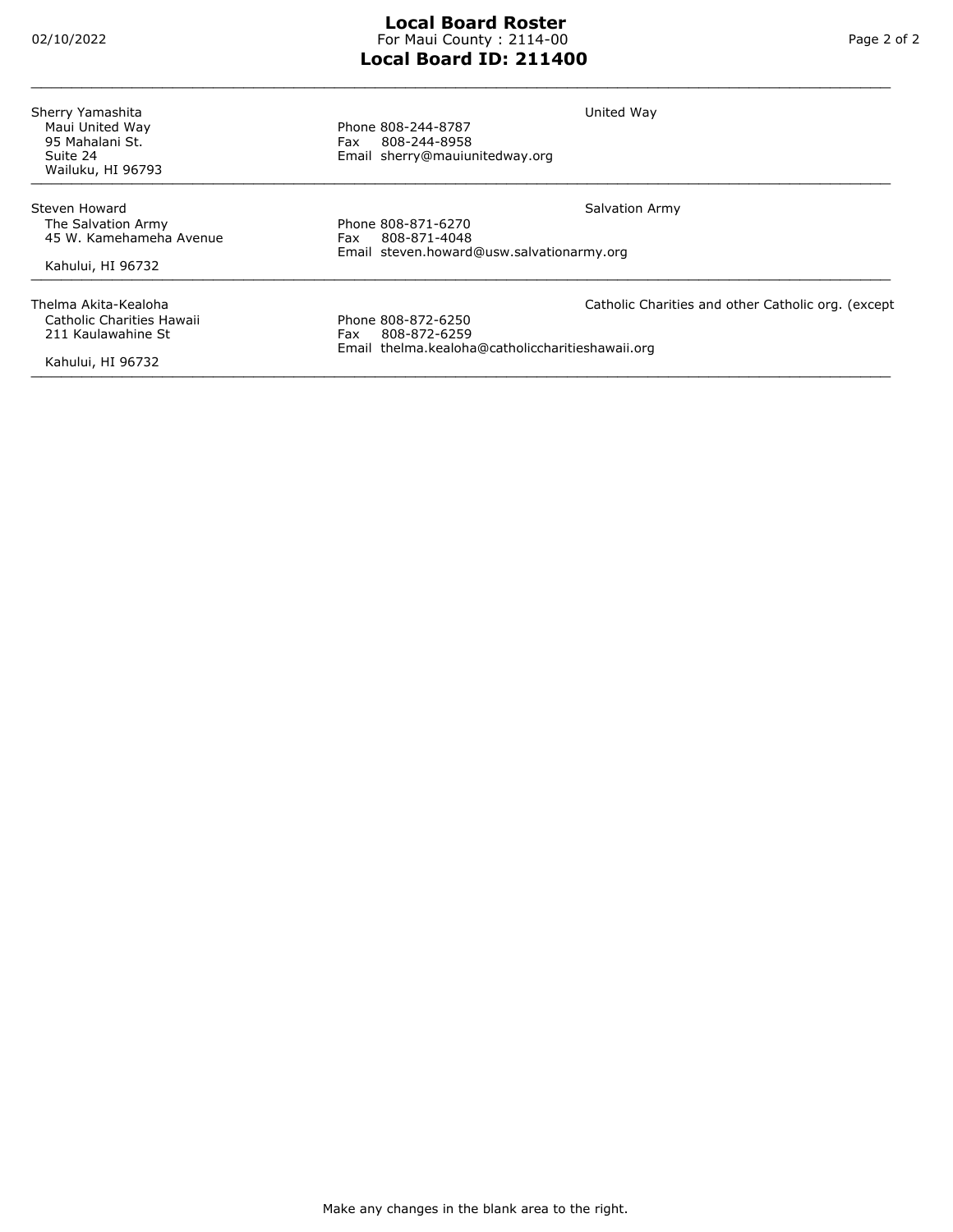Sherry Yamashita
Maui United Way
95 Mahalani St.
Suite 24
Wailuku, HI 96793

Phone 808-244-8787
Fax 808-244-8958
Email sherry@mauiunitedway.org

United Way

---

Steven Howard
The Salvation Army
45 W. Kamehameha Avenue

Kahului, HI 96732

Phone 808-871-6270
Fax 808-871-4048
Email steven.howard@usw.salvationarmy.org

Salvation Army

---

Thelma Akita-Kealoha
Catholic Charities Hawaii
211 Kaulawahine St

Kahului, HI 96732

Phone 808-872-6250
Fax 808-872-6259
Email thelma.kealoha@catholiccharitieshawaii.org

Catholic Charities and other Catholic org. (except

---

Make any changes in the blank area to the right.